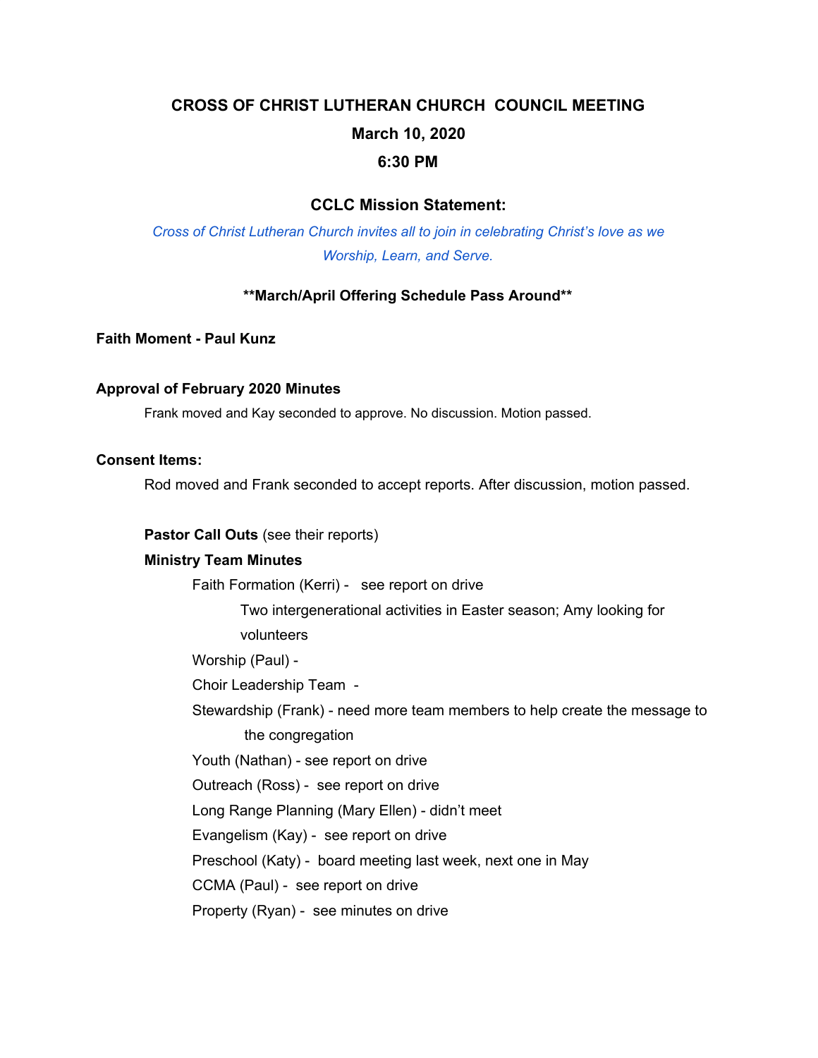# CROSS OF CHRIST LUTHERAN CHURCH COUNCIL MEETING

## March 10, 2020

## 6:30 PM

### CCLC Mission Statement:

*Cross of Christ Lutheran Church invites all to join in celebrating Christ's love as we Worship, Learn, and Serve.*

**\*\*March/April Offering Schedule Pass Around\*\***

**Faith Moment - Paul Kunz**

**Approval of February 2020 Minutes**

Frank moved and Kay seconded to approve. No discussion. Motion passed.

**Consent Items:**

Rod moved and Frank seconded to accept reports. After discussion, motion passed.

**Pastor Call Outs** (see their reports)

**Ministry Team Minutes**

- Faith Formation (Kerri) - see report on drive
  - Two intergenerational activities in Easter season; Amy looking for volunteers
- Worship (Paul) -
- Choir Leadership Team -
- Stewardship (Frank) - need more team members to help create the message to the congregation
- Youth (Nathan) - see report on drive
- Outreach (Ross) - see report on drive
- Long Range Planning (Mary Ellen) - didn't meet
- Evangelism (Kay) - see report on drive
- Preschool (Katy) - board meeting last week, next one in May
- CCMA (Paul) - see report on drive
- Property (Ryan) - see minutes on drive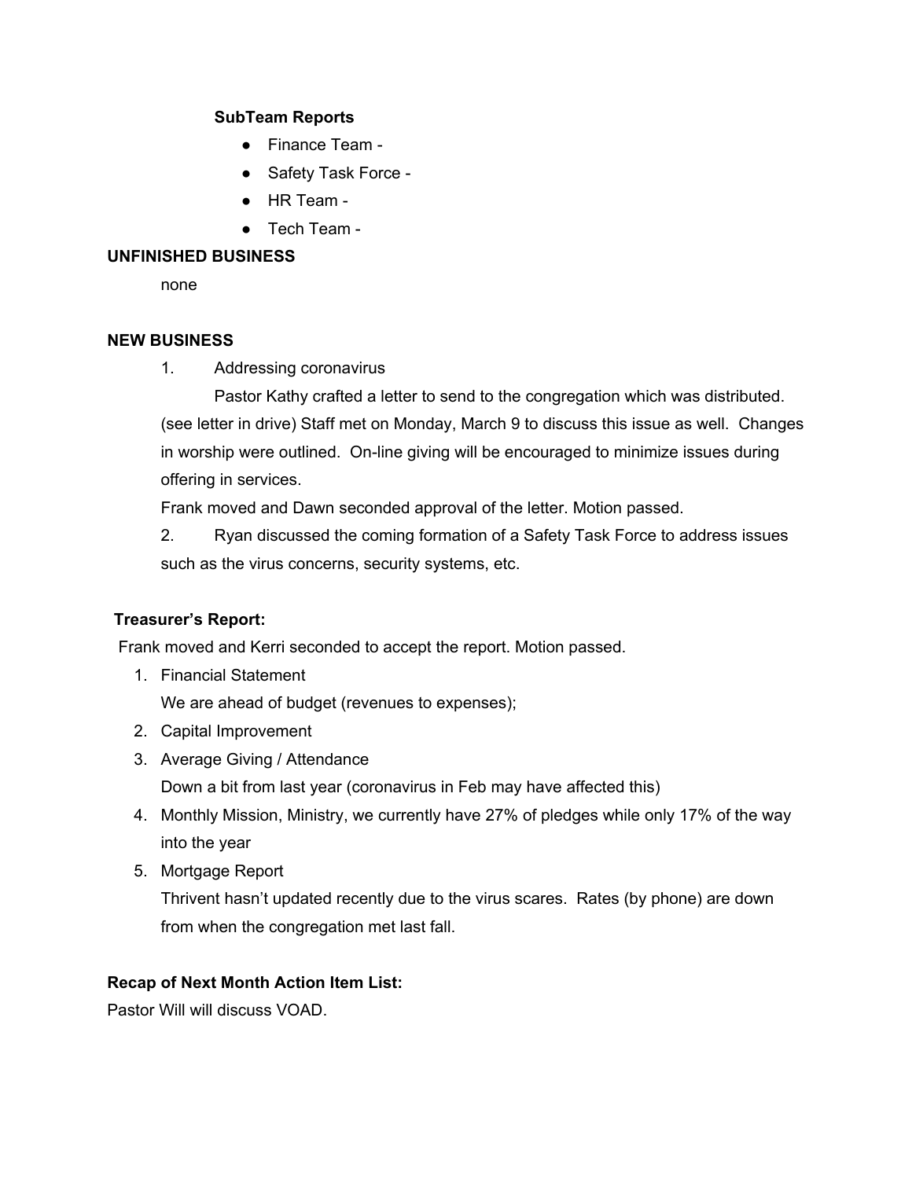**SubTeam Reports**

- Finance Team -
- Safety Task Force -
- HR Team -
- Tech Team -

**UNFINISHED BUSINESS**

none

**NEW BUSINESS**

1. Addressing coronavirus

   Pastor Kathy crafted a letter to send to the congregation which was distributed. (see letter in drive) Staff met on Monday, March 9 to discuss this issue as well. Changes in worship were outlined. On-line giving will be encouraged to minimize issues during offering in services.

   Frank moved and Dawn seconded approval of the letter. Motion passed.

2. Ryan discussed the coming formation of a Safety Task Force to address issues such as the virus concerns, security systems, etc.

**Treasurer's Report:**

Frank moved and Kerri seconded to accept the report. Motion passed.

1. Financial Statement

   We are ahead of budget (revenues to expenses);
2. Capital Improvement
3. Average Giving / Attendance

   Down a bit from last year (coronavirus in Feb may have affected this)
4. Monthly Mission, Ministry, we currently have 27% of pledges while only 17% of the way into the year
5. Mortgage Report

   Thrivent hasn't updated recently due to the virus scares. Rates (by phone) are down from when the congregation met last fall.

**Recap of Next Month Action Item List:**

Pastor Will will discuss VOAD.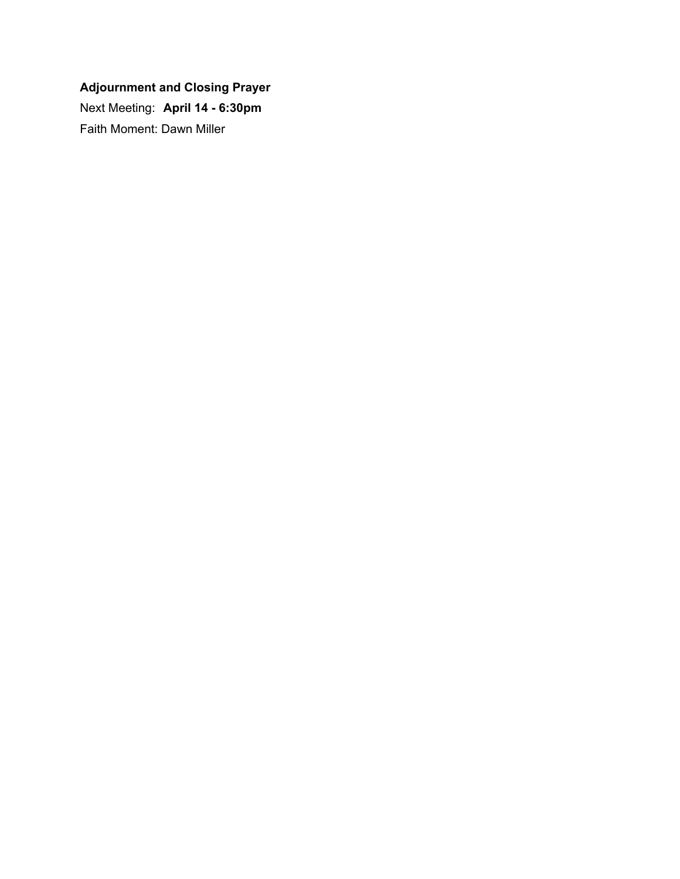**Adjournment and Closing Prayer**

Next Meeting: **April 14 - 6:30pm**

Faith Moment: Dawn Miller